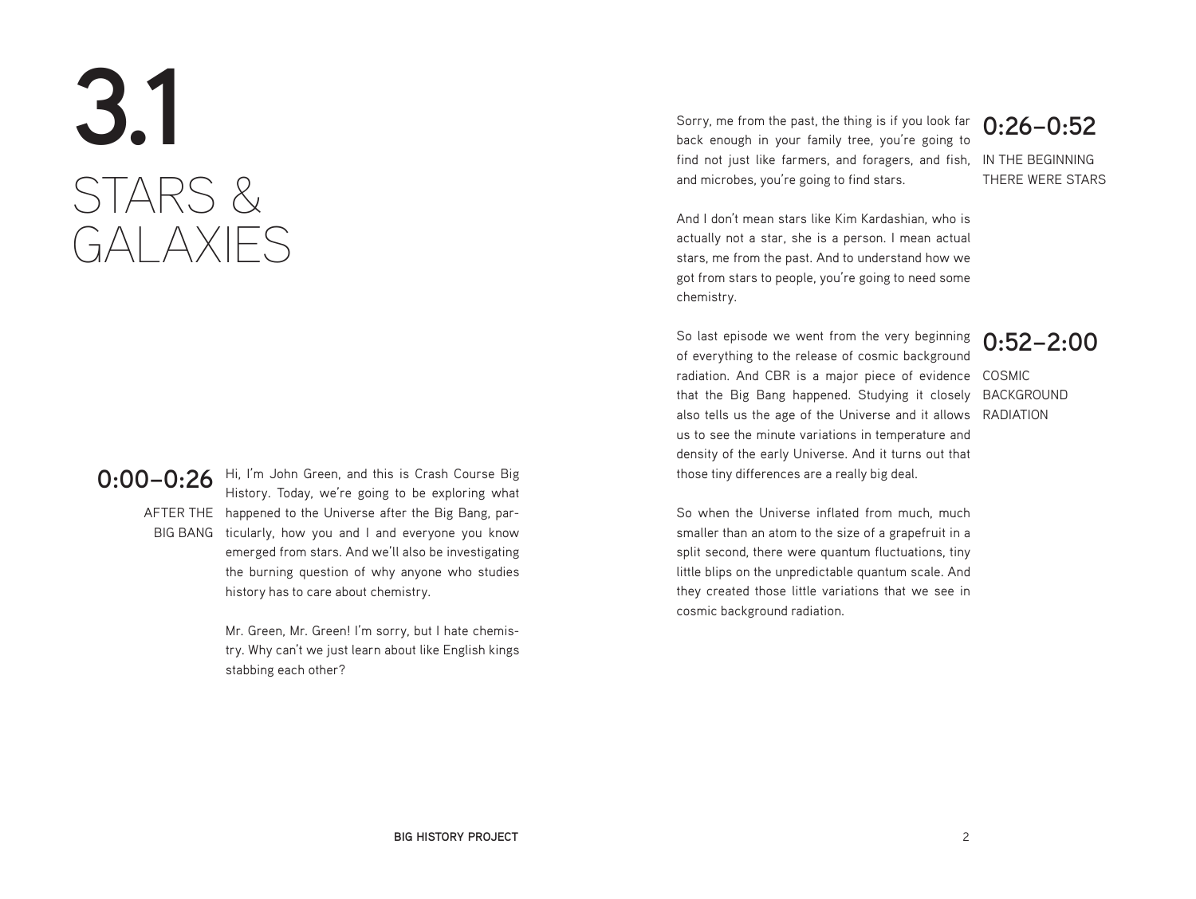# 3.1 STARS & GALAXIES

## 0:00–0:26

AFTER THE BIG BANG

Hi, I'm John Green, and this is Crash Course Big History. Today, we're going to be exploring what happened to the Universe after the Big Bang, particularly, how you and I and everyone you know emerged from stars. And we'll also be investigating the burning question of why anyone who studies history has to care about chemistry.

Mr. Green, Mr. Green! I'm sorry, but I hate chemistry. Why can't we just learn about like English kings stabbing each other?

## 0:26–0:52

IN THE BEGINNING THERE WERE STARS

Sorry, me from the past, the thing is if you look far back enough in your family tree, you're going to find not just like farmers, and foragers, and fish, and microbes, you're going to find stars.

And I don't mean stars like Kim Kardashian, who is actually not a star, she is a person. I mean actual stars, me from the past. And to understand how we got from stars to people, you're going to need some chemistry.

## 0:52–2:00

COSMIC BACKGROUND RADIATION

So last episode we went from the very beginning of everything to the release of cosmic background radiation. And CBR is a major piece of evidence that the Big Bang happened. Studying it closely also tells us the age of the Universe and it allows us to see the minute variations in temperature and density of the early Universe. And it turns out that those tiny differences are a really big deal.

So when the Universe inflated from much, much smaller than an atom to the size of a grapefruit in a split second, there were quantum fluctuations, tiny little blips on the unpredictable quantum scale. And they created those little variations that we see in cosmic background radiation.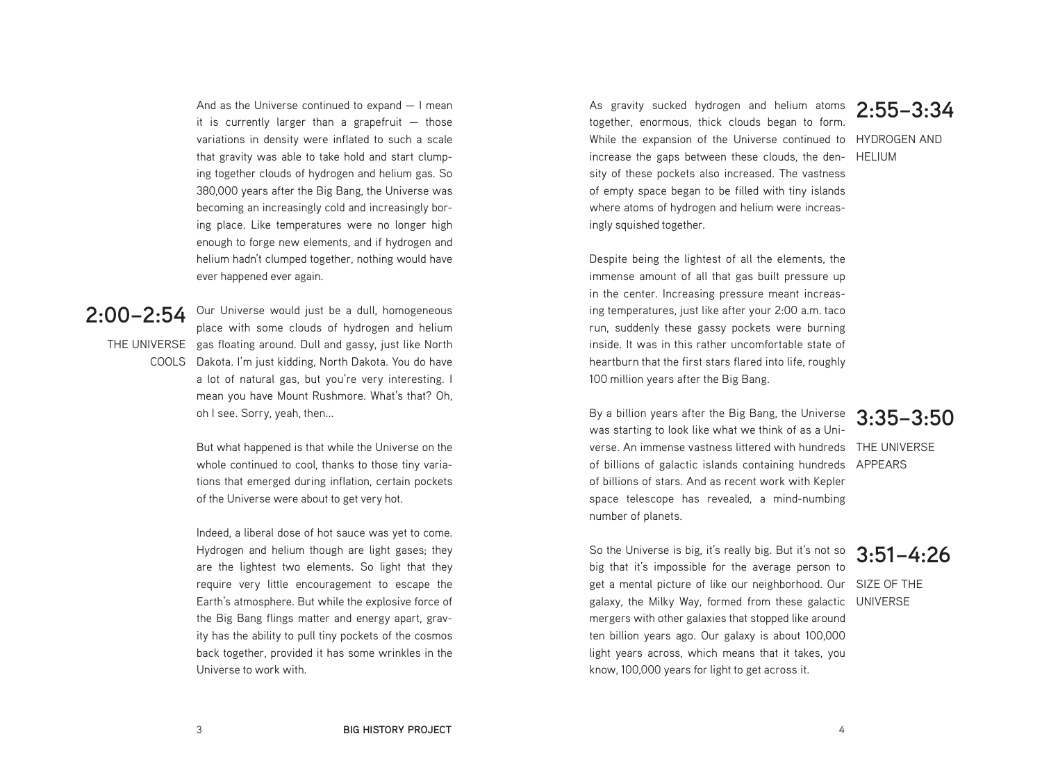And as the Universe continued to expand — I mean it is currently larger than a grapefruit — those variations in density were inflated to such a scale that gravity was able to take hold and start clumping together clouds of hydrogen and helium gas. So 380,000 years after the Big Bang, the Universe was becoming an increasingly cold and increasingly boring place. Like temperatures were no longer high enough to forge new elements, and if hydrogen and helium hadn't clumped together, nothing would have ever happened ever again.

## 2:00–2:54

THE UNIVERSE COOLS

Our Universe would just be a dull, homogeneous place with some clouds of hydrogen and helium gas floating around. Dull and gassy, just like North Dakota. I'm just kidding, North Dakota. You do have a lot of natural gas, but you're very interesting. I mean you have Mount Rushmore. What's that? Oh, oh I see. Sorry, yeah, then...

But what happened is that while the Universe on the whole continued to cool, thanks to those tiny variations that emerged during inflation, certain pockets of the Universe were about to get very hot.

Indeed, a liberal dose of hot sauce was yet to come. Hydrogen and helium though are light gases; they are the lightest two elements. So light that they require very little encouragement to escape the Earth's atmosphere. But while the explosive force of the Big Bang flings matter and energy apart, gravity has the ability to pull tiny pockets of the cosmos back together, provided it has some wrinkles in the Universe to work with.

## 2:55–3:34

HYDROGEN AND HELIUM

As gravity sucked hydrogen and helium atoms together, enormous, thick clouds began to form. While the expansion of the Universe continued to increase the gaps between these clouds, the density of these pockets also increased. The vastness of empty space began to be filled with tiny islands where atoms of hydrogen and helium were increasingly squished together.

Despite being the lightest of all the elements, the immense amount of all that gas built pressure up in the center. Increasing pressure meant increasing temperatures, just like after your 2:00 a.m. taco run, suddenly these gassy pockets were burning inside. It was in this rather uncomfortable state of heartburn that the first stars flared into life, roughly 100 million years after the Big Bang.

## 3:35–3:50

THE UNIVERSE APPEARS

By a billion years after the Big Bang, the Universe was starting to look like what we think of as a Universe. An immense vastness littered with hundreds of billions of galactic islands containing hundreds of billions of stars. And as recent work with Kepler space telescope has revealed, a mind-numbing number of planets.

## 3:51–4:26

SIZE OF THE UNIVERSE

So the Universe is big, it's really big. But it's not so big that it's impossible for the average person to get a mental picture of like our neighborhood. Our galaxy, the Milky Way, formed from these galactic mergers with other galaxies that stopped like around ten billion years ago. Our galaxy is about 100,000 light years across, which means that it takes, you know, 100,000 years for light to get across it.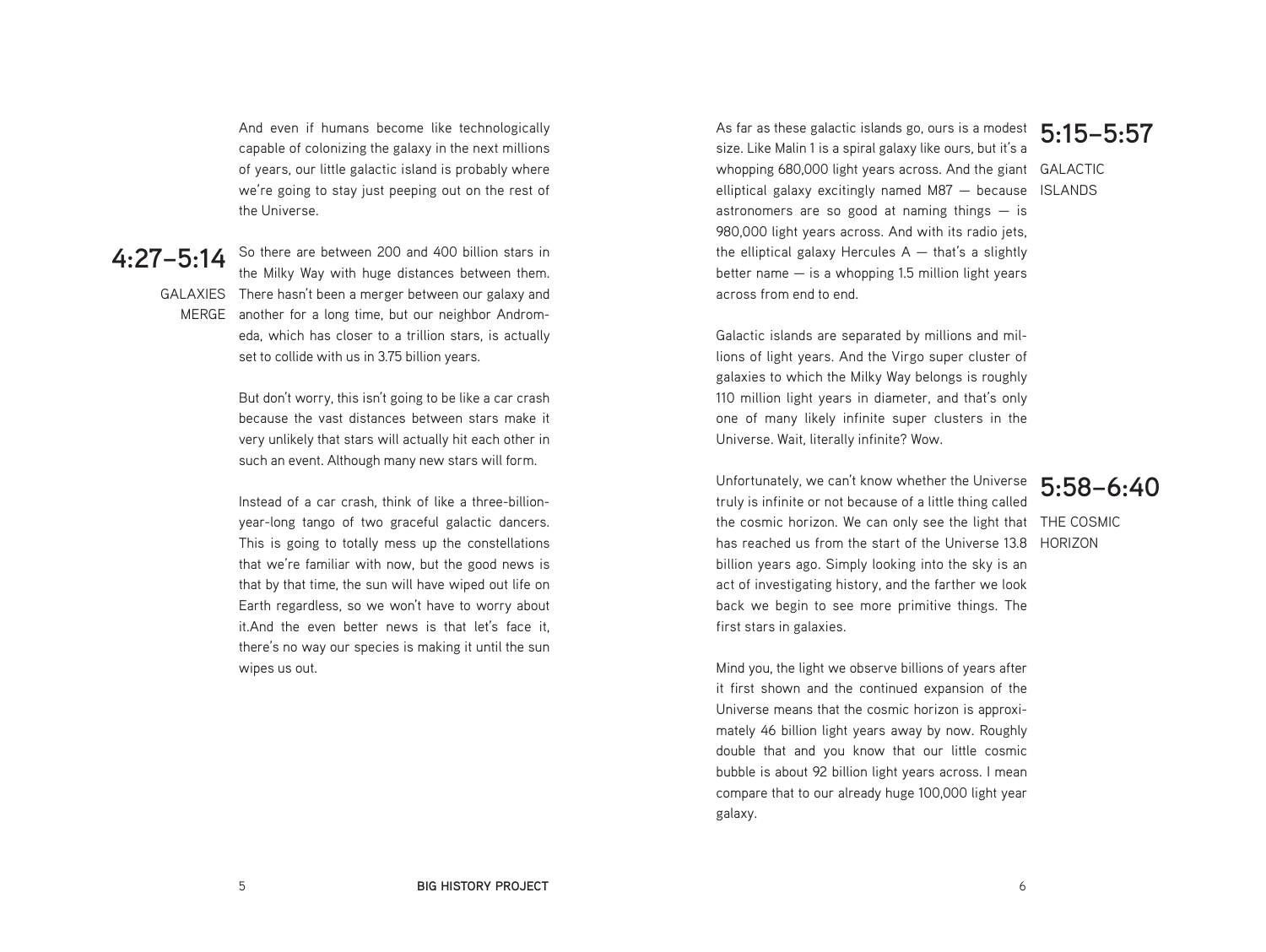And even if humans become like technologically capable of colonizing the galaxy in the next millions of years, our little galactic island is probably where we're going to stay just peeping out on the rest of the Universe.

## 4:27–5:14

GALAXIES MERGE

So there are between 200 and 400 billion stars in the Milky Way with huge distances between them. There hasn't been a merger between our galaxy and another for a long time, but our neighbor Andromeda, which has closer to a trillion stars, is actually set to collide with us in 3.75 billion years.

But don't worry, this isn't going to be like a car crash because the vast distances between stars make it very unlikely that stars will actually hit each other in such an event. Although many new stars will form.

Instead of a car crash, think of like a three-billion-year-long tango of two graceful galactic dancers. This is going to totally mess up the constellations that we're familiar with now, but the good news is that by that time, the sun will have wiped out life on Earth regardless, so we won't have to worry about it.And the even better news is that let's face it, there's no way our species is making it until the sun wipes us out.

## 5:15–5:57

GALACTIC ISLANDS

As far as these galactic islands go, ours is a modest size. Like Malin 1 is a spiral galaxy like ours, but it's a whopping 680,000 light years across. And the giant elliptical galaxy excitingly named M87 — because astronomers are so good at naming things — is 980,000 light years across. And with its radio jets, the elliptical galaxy Hercules A — that's a slightly better name — is a whopping 1.5 million light years across from end to end.

Galactic islands are separated by millions and millions of light years. And the Virgo super cluster of galaxies to which the Milky Way belongs is roughly 110 million light years in diameter, and that's only one of many likely infinite super clusters in the Universe. Wait, literally infinite? Wow.

## 5:58–6:40

THE COSMIC HORIZON

Unfortunately, we can't know whether the Universe truly is infinite or not because of a little thing called the cosmic horizon. We can only see the light that has reached us from the start of the Universe 13.8 billion years ago. Simply looking into the sky is an act of investigating history, and the farther we look back we begin to see more primitive things. The first stars in galaxies.

Mind you, the light we observe billions of years after it first shown and the continued expansion of the Universe means that the cosmic horizon is approximately 46 billion light years away by now. Roughly double that and you know that our little cosmic bubble is about 92 billion light years across. I mean compare that to our already huge 100,000 light year galaxy.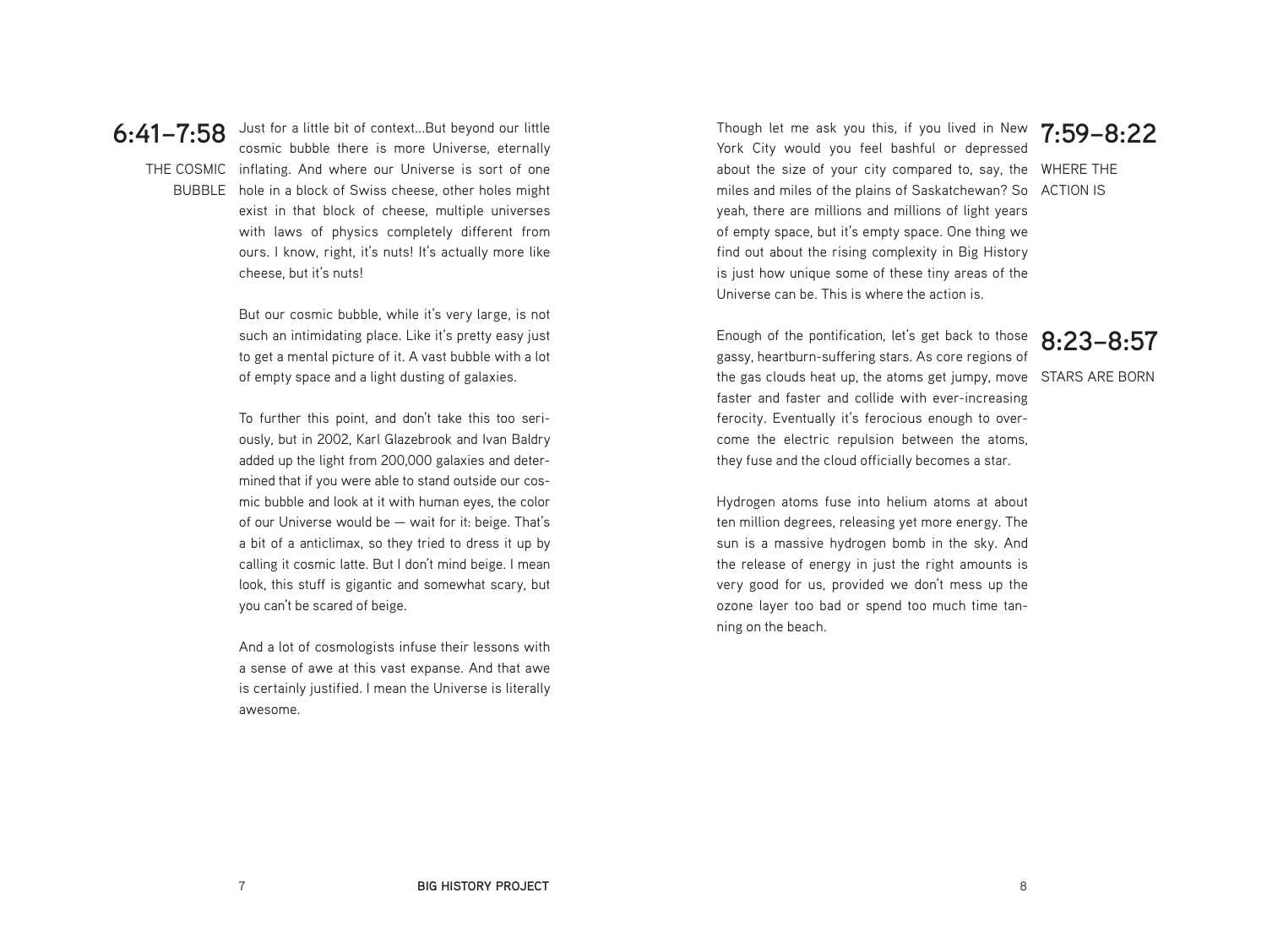## 6:41–7:58

### THE COSMIC BUBBLE

Just for a little bit of context...But beyond our little cosmic bubble there is more Universe, eternally inflating. And where our Universe is sort of one hole in a block of Swiss cheese, other holes might exist in that block of cheese, multiple universes with laws of physics completely different from ours. I know, right, it's nuts! It's actually more like cheese, but it's nuts!

But our cosmic bubble, while it's very large, is not such an intimidating place. Like it's pretty easy just to get a mental picture of it. A vast bubble with a lot of empty space and a light dusting of galaxies.

To further this point, and don't take this too seriously, but in 2002, Karl Glazebrook and Ivan Baldry added up the light from 200,000 galaxies and determined that if you were able to stand outside our cosmic bubble and look at it with human eyes, the color of our Universe would be — wait for it: beige. That's a bit of a anticlimax, so they tried to dress it up by calling it cosmic latte. But I don't mind beige. I mean look, this stuff is gigantic and somewhat scary, but you can't be scared of beige.

And a lot of cosmologists infuse their lessons with a sense of awe at this vast expanse. And that awe is certainly justified. I mean the Universe is literally awesome.

## 7:59–8:22

### WHERE THE ACTION IS

Though let me ask you this, if you lived in New York City would you feel bashful or depressed about the size of your city compared to, say, the miles and miles of the plains of Saskatchewan? So yeah, there are millions and millions of light years of empty space, but it's empty space. One thing we find out about the rising complexity in Big History is just how unique some of these tiny areas of the Universe can be. This is where the action is.

## 8:23–8:57

### STARS ARE BORN

Enough of the pontification, let's get back to those gassy, heartburn-suffering stars. As core regions of the gas clouds heat up, the atoms get jumpy, move faster and faster and collide with ever-increasing ferocity. Eventually it's ferocious enough to overcome the electric repulsion between the atoms, they fuse and the cloud officially becomes a star.

Hydrogen atoms fuse into helium atoms at about ten million degrees, releasing yet more energy. The sun is a massive hydrogen bomb in the sky. And the release of energy in just the right amounts is very good for us, provided we don't mess up the ozone layer too bad or spend too much time tanning on the beach.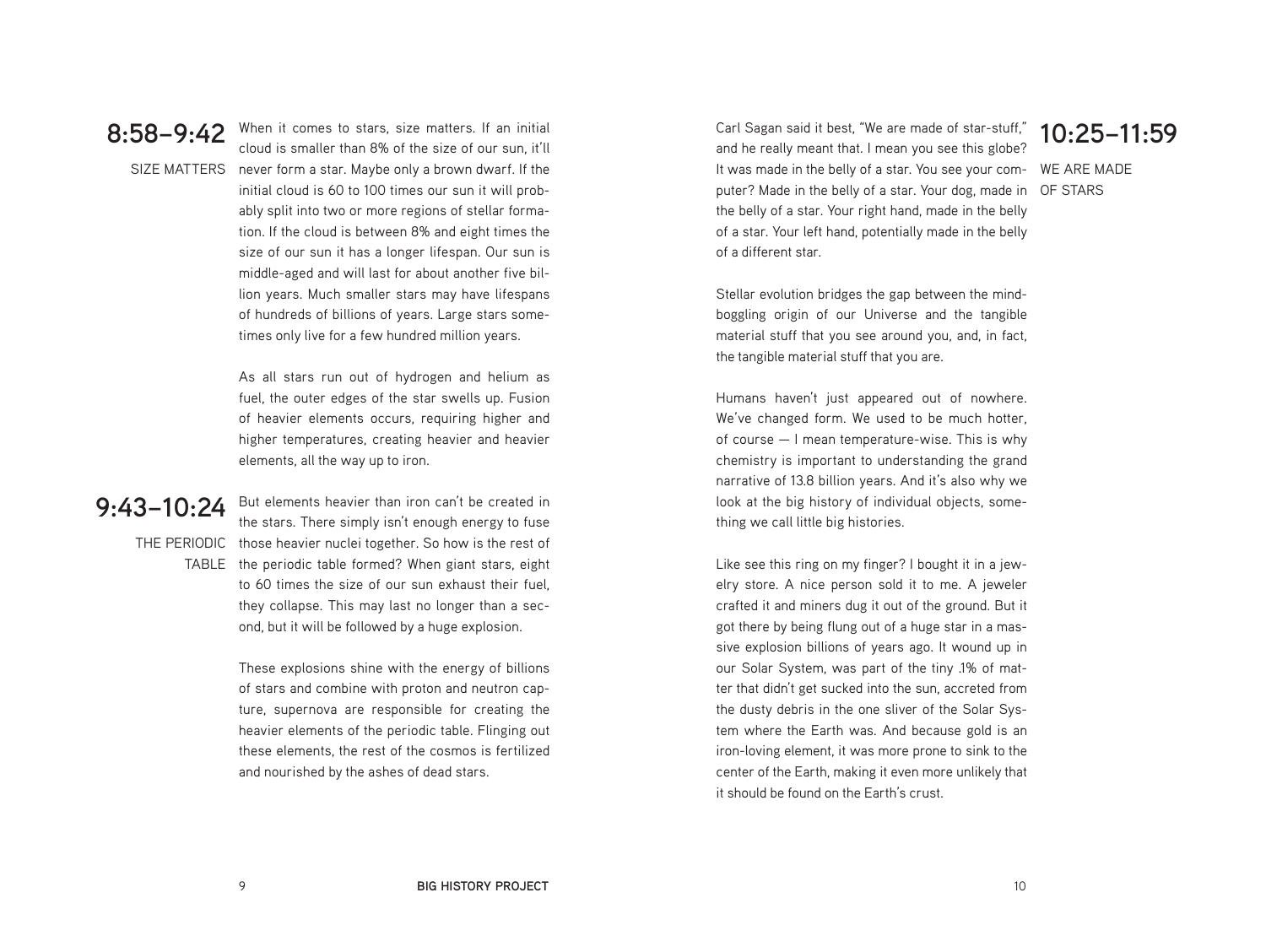## 8:58–9:42

SIZE MATTERS

When it comes to stars, size matters. If an initial cloud is smaller than 8% of the size of our sun, it'll never form a star. Maybe only a brown dwarf. If the initial cloud is 60 to 100 times our sun it will probably split into two or more regions of stellar formation. If the cloud is between 8% and eight times the size of our sun it has a longer lifespan. Our sun is middle-aged and will last for about another five billion years. Much smaller stars may have lifespans of hundreds of billions of years. Large stars sometimes only live for a few hundred million years.

As all stars run out of hydrogen and helium as fuel, the outer edges of the star swells up. Fusion of heavier elements occurs, requiring higher and higher temperatures, creating heavier and heavier elements, all the way up to iron.

## 9:43–10:24

THE PERIODIC TABLE

But elements heavier than iron can't be created in the stars. There simply isn't enough energy to fuse those heavier nuclei together. So how is the rest of the periodic table formed? When giant stars, eight to 60 times the size of our sun exhaust their fuel, they collapse. This may last no longer than a second, but it will be followed by a huge explosion.

These explosions shine with the energy of billions of stars and combine with proton and neutron capture, supernova are responsible for creating the heavier elements of the periodic table. Flinging out these elements, the rest of the cosmos is fertilized and nourished by the ashes of dead stars.

## 10:25–11:59

WE ARE MADE OF STARS

Carl Sagan said it best, "We are made of star-stuff," and he really meant that. I mean you see this globe? It was made in the belly of a star. You see your computer? Made in the belly of a star. Your dog, made in the belly of a star. Your right hand, made in the belly of a star. Your left hand, potentially made in the belly of a different star.

Stellar evolution bridges the gap between the mind-boggling origin of our Universe and the tangible material stuff that you see around you, and, in fact, the tangible material stuff that you are.

Humans haven't just appeared out of nowhere. We've changed form. We used to be much hotter, of course — I mean temperature-wise. This is why chemistry is important to understanding the grand narrative of 13.8 billion years. And it's also why we look at the big history of individual objects, something we call little big histories.

Like see this ring on my finger? I bought it in a jewelry store. A nice person sold it to me. A jeweler crafted it and miners dug it out of the ground. But it got there by being flung out of a huge star in a massive explosion billions of years ago. It wound up in our Solar System, was part of the tiny .1% of matter that didn't get sucked into the sun, accreted from the dusty debris in the one sliver of the Solar System where the Earth was. And because gold is an iron-loving element, it was more prone to sink to the center of the Earth, making it even more unlikely that it should be found on the Earth's crust.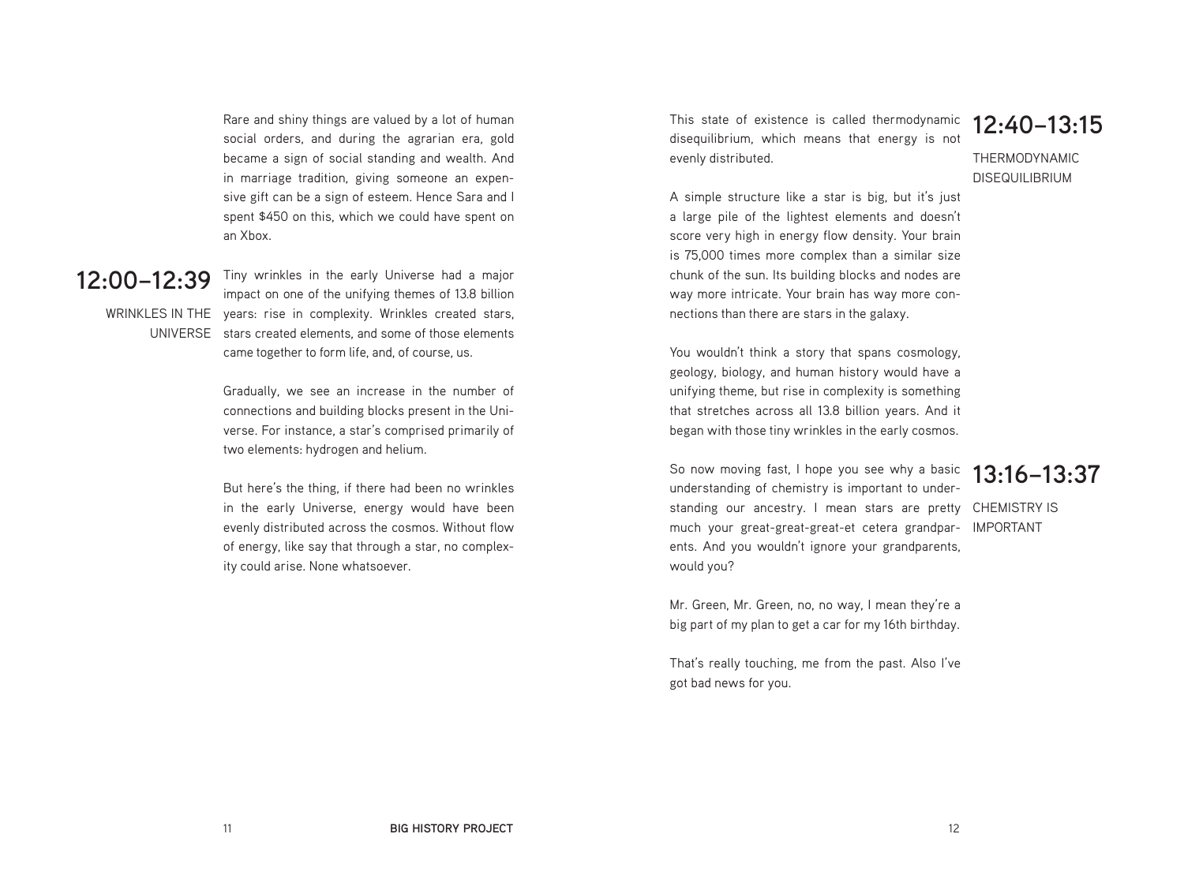Rare and shiny things are valued by a lot of human social orders, and during the agrarian era, gold became a sign of social standing and wealth. And in marriage tradition, giving someone an expensive gift can be a sign of esteem. Hence Sara and I spent $450 on this, which we could have spent on an Xbox.

## 12:00–12:39

WRINKLES IN THE UNIVERSE

Tiny wrinkles in the early Universe had a major impact on one of the unifying themes of 13.8 billion years: rise in complexity. Wrinkles created stars, stars created elements, and some of those elements came together to form life, and, of course, us.

Gradually, we see an increase in the number of connections and building blocks present in the Universe. For instance, a star's comprised primarily of two elements: hydrogen and helium.

But here's the thing, if there had been no wrinkles in the early Universe, energy would have been evenly distributed across the cosmos. Without flow of energy, like say that through a star, no complexity could arise. None whatsoever.

## 12:40–13:15

THERMODYNAMIC DISEQUILIBRIUM

This state of existence is called thermodynamic disequilibrium, which means that energy is not evenly distributed.

A simple structure like a star is big, but it's just a large pile of the lightest elements and doesn't score very high in energy flow density. Your brain is 75,000 times more complex than a similar size chunk of the sun. Its building blocks and nodes are way more intricate. Your brain has way more connections than there are stars in the galaxy.

You wouldn't think a story that spans cosmology, geology, biology, and human history would have a unifying theme, but rise in complexity is something that stretches across all 13.8 billion years. And it began with those tiny wrinkles in the early cosmos.

## 13:16–13:37

CHEMISTRY IS IMPORTANT

So now moving fast, I hope you see why a basic understanding of chemistry is important to understanding our ancestry. I mean stars are pretty much your great-great-great-et cetera grandparents. And you wouldn't ignore your grandparents, would you?

Mr. Green, Mr. Green, no, no way, I mean they're a big part of my plan to get a car for my 16th birthday.

That's really touching, me from the past. Also I've got bad news for you.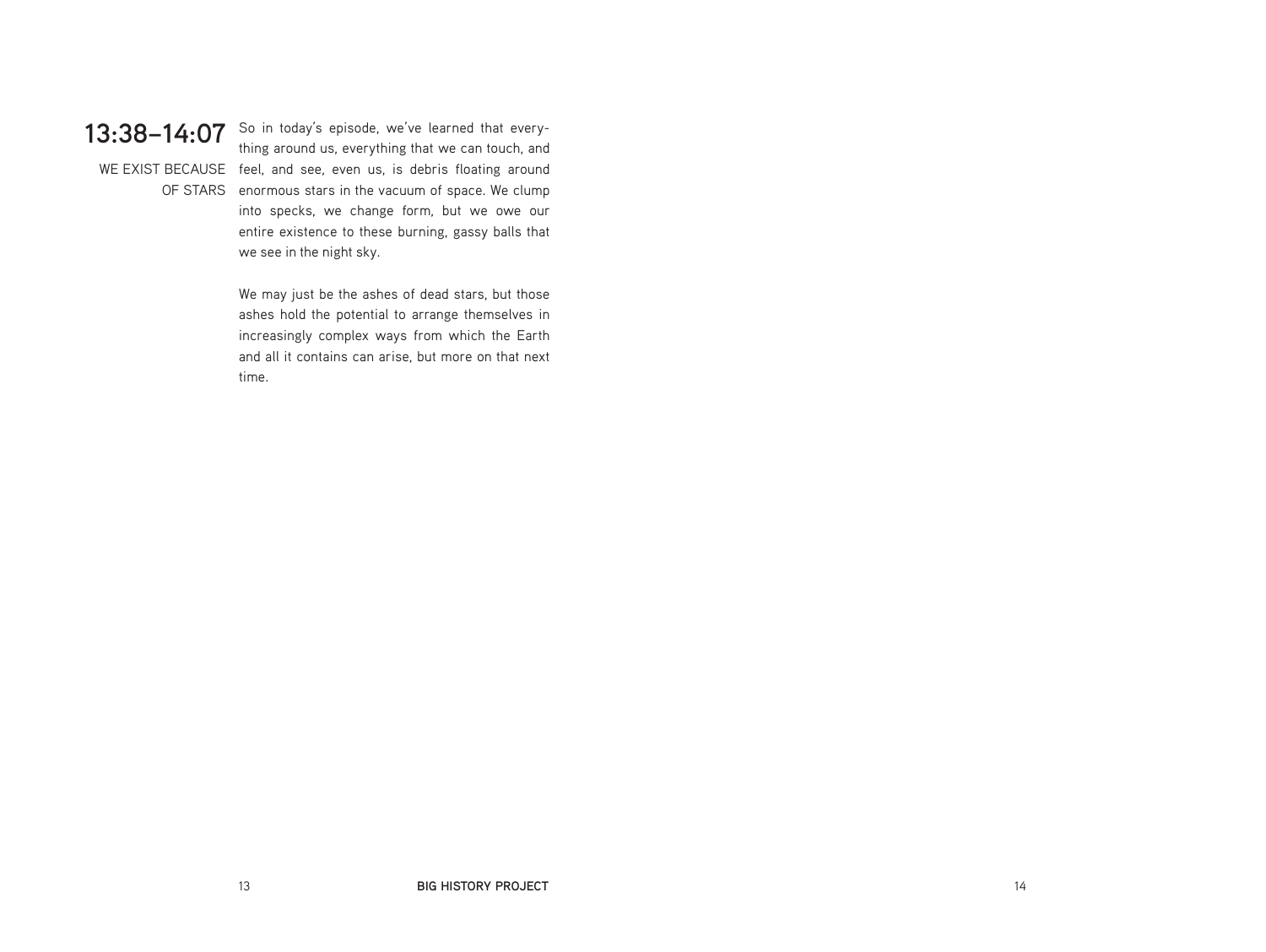**13:38–14:07**

WE EXIST BECAUSE OF STARS

So in today's episode, we've learned that everything around us, everything that we can touch, and feel, and see, even us, is debris floating around enormous stars in the vacuum of space. We clump into specks, we change form, but we owe our entire existence to these burning, gassy balls that we see in the night sky.

We may just be the ashes of dead stars, but those ashes hold the potential to arrange themselves in increasingly complex ways from which the Earth and all it contains can arise, but more on that next time.